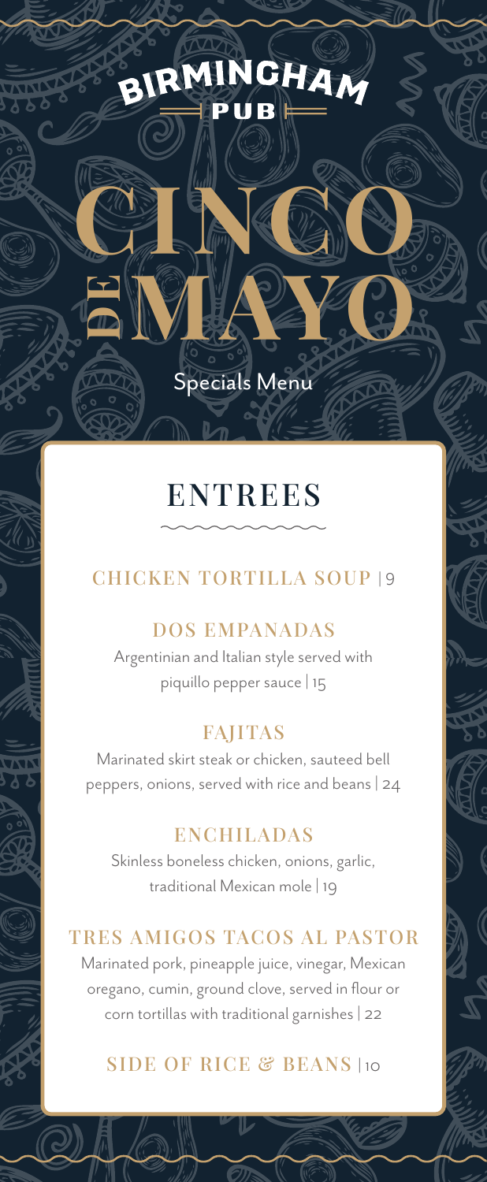# BIRMINGHAM PUB

# CINCO DE MAYO

Specials Menu

## ENTREES

### CHICKEN TORTILLA SOUP | 9

### DOS EMPANADAS

Argentinian and Italian style served with piquillo pepper sauce | 15

### FAJITAS

Marinated skirt steak or chicken, sauteed bell peppers, onions, served with rice and beans | 24

### ENCHILADAS

Skinless boneless chicken, onions, garlic, traditional Mexican mole | 19

### TRES AMIGOS TACOS AL PASTOR

Marinated pork, pineapple juice, vinegar, Mexican oregano, cumin, ground clove, served in flour or corn tortillas with traditional garnishes | 22

### SIDE OF RICE & BEANS | 10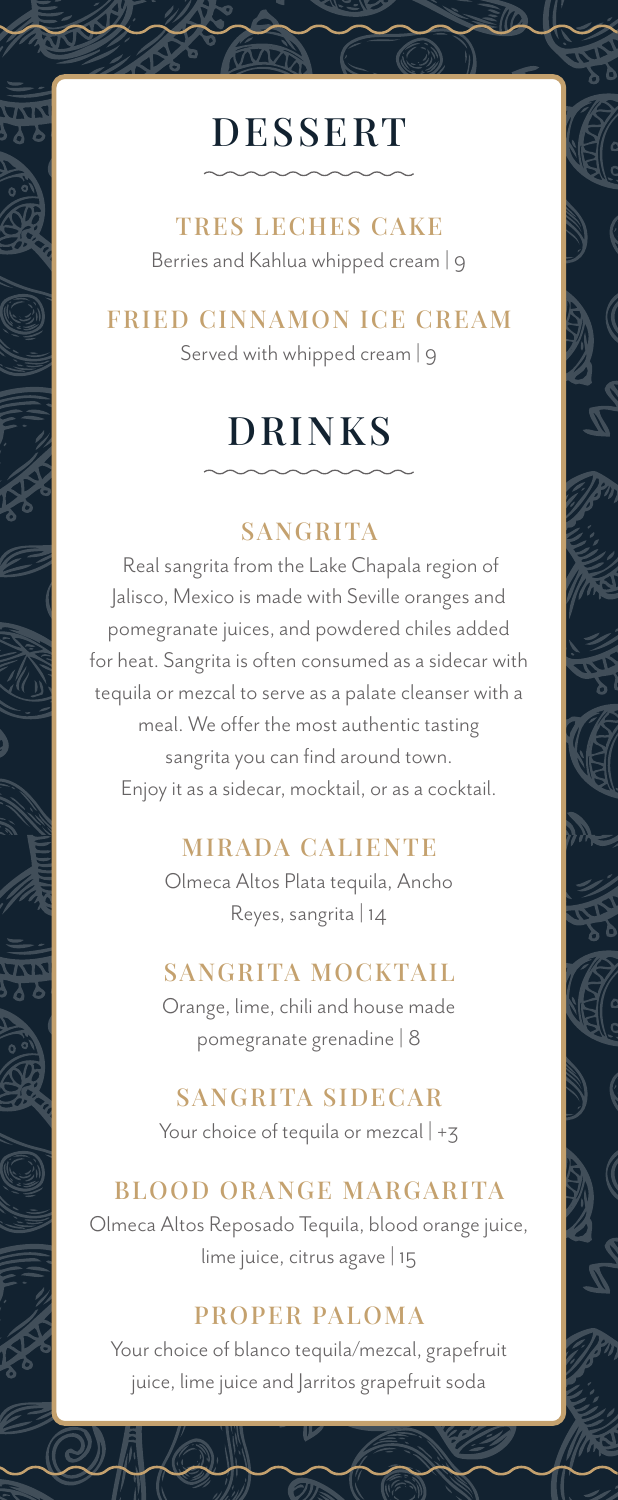# DESSERT

### TRES LECHES CAKE

Berries and Kahlua whipped cream | 9

### FRIED CINNAMON ICE CREAM

Served with whipped cream | 9

# DRINKS

### SANGRITA

Real sangrita from the Lake Chapala region of Jalisco, Mexico is made with Seville oranges and pomegranate juices, and powdered chiles added for heat. Sangrita is often consumed as a sidecar with tequila or mezcal to serve as a palate cleanser with a meal. We offer the most authentic tasting sangrita you can find around town. Enjoy it as a sidecar, mocktail, or as a cocktail.

### MIRADA CALIENTE

Olmeca Altos Plata tequila, Ancho Reyes, sangrita | 14

### SANGRITA MOCKTAIL

Orange, lime, chili and house made pomegranate grenadine | 8

### SANGRITA SIDECAR

Your choice of tequila or mezcal | +3

### BLOOD ORANGE MARGARITA

Olmeca Altos Reposado Tequila, blood orange juice, lime juice, citrus agave | 15

### PROPER PALOMA

Your choice of blanco tequila/mezcal, grapefruit juice, lime juice and Jarritos grapefruit soda